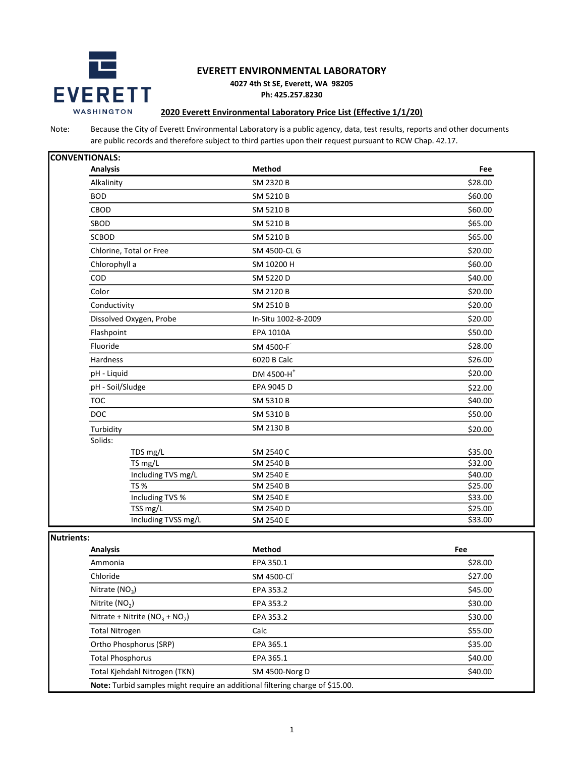EVERETT WASHINGTON

# EVERETT ENVIRONMENTAL LABORATORY

**4027 4th St SE, Everett, WA 98205**

**Ph: 425.257.8230**

## 2020 Everett Environmental Laboratory Price List (Effective 1/1/20)

Note: Because the City of Everett Environmental Laboratory is a public agency, data, test results, reports and other documents are public records and therefore subject to third parties upon their request pursuant to RCW Chap. 42.17.

### CONVENTIONALS:

| Analysis | Method | Fee |
|---|---|---|
| Alkalinity | SM 2320 B | $28.00 |
| BOD | SM 5210 B | $60.00 |
| CBOD | SM 5210 B | $60.00 |
| SBOD | SM 5210 B | $65.00 |
| SCBOD | SM 5210 B | $65.00 |
| Chlorine, Total or Free | SM 4500-CL G | $20.00 |
| Chlorophyll a | SM 10200 H | $60.00 |
| COD | SM 5220 D | $40.00 |
| Color | SM 2120 B | $20.00 |
| Conductivity | SM 2510 B | $20.00 |
| Dissolved Oxygen, Probe | In-Situ 1002-8-2009 | $20.00 |
| Flashpoint | EPA 1010A | $50.00 |
| Fluoride | SM 4500-$F^-$ | $28.00 |
| Hardness | 6020 B Calc | $26.00 |
| pH - Liquid | DM 4500-$H^+$ | $20.00 |
| pH - Soil/Sludge | EPA 9045 D | $22.00 |
| TOC | SM 5310 B | $40.00 |
| DOC | SM 5310 B | $50.00 |
| Turbidity | SM 2130 B | $20.00 |
| Solids: | | |
| TDS mg/L | SM 2540 C | $35.00 |
| TS mg/L | SM 2540 B | $32.00 |
| Including TVS mg/L | SM 2540 E | $40.00 |
| TS % | SM 2540 B | $25.00 |
| Including TVS % | SM 2540 E | $33.00 |
| TSS mg/L | SM 2540 D | $25.00 |
| Including TVSS mg/L | SM 2540 E | $33.00 |

### Nutrients:

| Analysis | Method | Fee |
|---|---|---|
| Ammonia | EPA 350.1 | $28.00 |
| Chloride | SM 4500-$Cl^-$ | $27.00 |
| Nitrate ($NO_3$) | EPA 353.2 | $45.00 |
| Nitrite ($NO_2$) | EPA 353.2 | $30.00 |
| Nitrate + Nitrite ($NO_3$ + $NO_2$) | EPA 353.2 | $30.00 |
| Total Nitrogen | Calc | $55.00 |
| Ortho Phosphorus (SRP) | EPA 365.1 | $35.00 |
| Total Phosphorus | EPA 365.1 | $40.00 |
| Total Kjehdahl Nitrogen (TKN) | SM 4500-Norg D | $40.00 |

**Note:** Turbid samples might require an additional filtering charge of $15.00.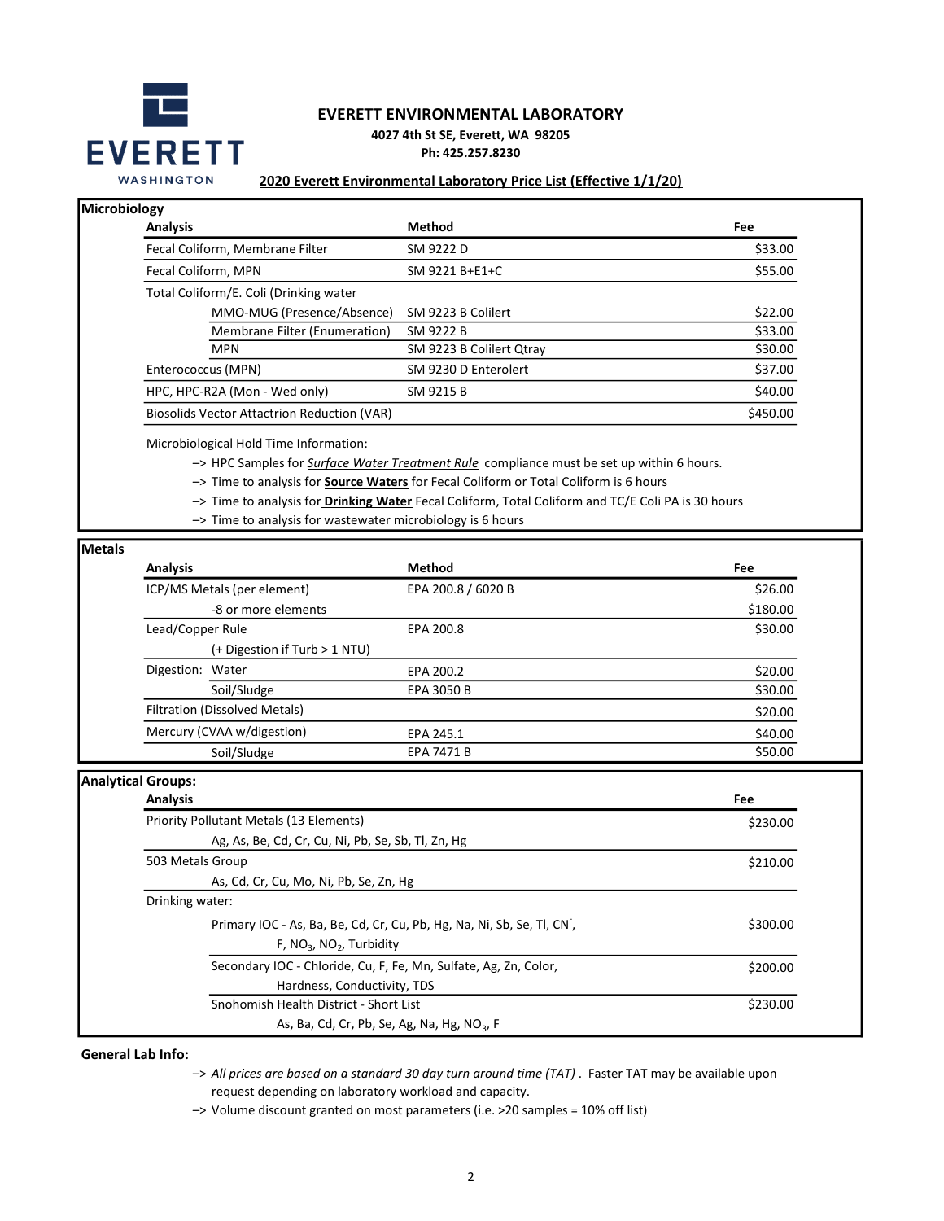# EVERETT ENVIRONMENTAL LABORATORY

**4027 4th St SE, Everett, WA 98205**
**Ph: 425.257.8230**

**2020 Everett Environmental Laboratory Price List (Effective 1/1/20)**

## Microbiology

| Analysis | Method | Fee |
|---|---|---|
| Fecal Coliform, Membrane Filter | SM 9222 D | $33.00 |
| Fecal Coliform, MPN | SM 9221 B+E1+C | $55.00 |
| Total Coliform/E. Coli (Drinking water | | |
| MMO-MUG (Presence/Absence) | SM 9223 B Colilert | $22.00 |
| Membrane Filter (Enumeration) | SM 9222 B | $33.00 |
| MPN | SM 9223 B Colilert Qtray | $30.00 |
| Enterococcus (MPN) | SM 9230 D Enterolert | $37.00 |
| HPC, HPC-R2A (Mon - Wed only) | SM 9215 B | $40.00 |
| Biosolids Vector Attactrion Reduction (VAR) | | $450.00 |

Microbiological Hold Time Information:

- –> HPC Samples for *Surface Water Treatment Rule* compliance must be set up within 6 hours.
- –> Time to analysis for **Source Waters** for Fecal Coliform or Total Coliform is 6 hours
- –> Time to analysis for **Drinking Water** Fecal Coliform, Total Coliform and TC/E Coli PA is 30 hours
- –> Time to analysis for wastewater microbiology is 6 hours

## Metals

| Analysis | Method | Fee |
|---|---|---|
| ICP/MS Metals (per element) | EPA 200.8 / 6020 B | $26.00 |
| -8 or more elements | | $180.00 |
| Lead/Copper Rule | EPA 200.8 | $30.00 |
| (+ Digestion if Turb > 1 NTU) | | |
| Digestion: Water | EPA 200.2 | $20.00 |
| Soil/Sludge | EPA 3050 B | $30.00 |
| Filtration (Dissolved Metals) | | $20.00 |
| Mercury (CVAA w/digestion) | EPA 245.1 | $40.00 |
| Soil/Sludge | EPA 7471 B | $50.00 |

## Analytical Groups:

| Analysis | Fee |
|---|---|
| Priority Pollutant Metals (13 Elements)<br>Ag, As, Be, Cd, Cr, Cu, Ni, Pb, Se, Sb, Tl, Zn, Hg | $230.00 |
| 503 Metals Group<br>As, Cd, Cr, Cu, Mo, Ni, Pb, Se, Zn, Hg | $210.00 |
| Drinking water: | |
| Primary IOC - As, Ba, Be, Cd, Cr, Cu, Pb, Hg, Na, Ni, Sb, Se, Tl, $CN^-$, F, $NO_3$, $NO_2$, Turbidity | $300.00 |
| Secondary IOC - Chloride, Cu, F, Fe, Mn, Sulfate, Ag, Zn, Color, Hardness, Conductivity, TDS | $200.00 |
| Snohomish Health District - Short List<br>As, Ba, Cd, Cr, Pb, Se, Ag, Na, Hg, $NO_3$, F | $230.00 |

**General Lab Info:**

- –> *All prices are based on a standard 30 day turn around time (TAT)* . Faster TAT may be available upon request depending on laboratory workload and capacity.
- –> Volume discount granted on most parameters (i.e. >20 samples = 10% off list)